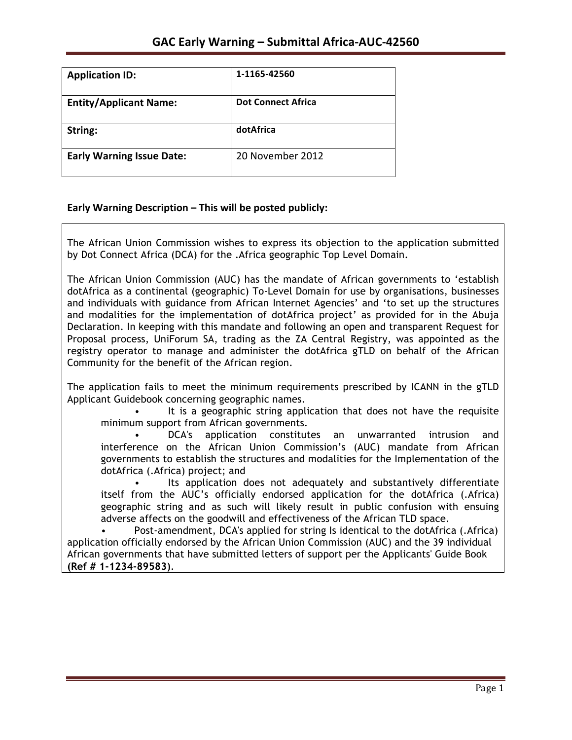# GAC Early Warning – Submittal Africa-AUC-42560

| **Application ID:** | **1-1165-42560** |
|---|---|
| **Entity/Applicant Name:** | **Dot Connect Africa** |
| **String:** | **dotAfrica** |
| **Early Warning Issue Date:** | 20 November 2012 |

**Early Warning Description – This will be posted publicly:**

The African Union Commission wishes to express its objection to the application submitted by Dot Connect Africa (DCA) for the .Africa geographic Top Level Domain.

The African Union Commission (AUC) has the mandate of African governments to 'establish dotAfrica as a continental (geographic) To-Level Domain for use by organisations, businesses and individuals with guidance from African Internet Agencies' and 'to set up the structures and modalities for the implementation of dotAfrica project' as provided for in the Abuja Declaration. In keeping with this mandate and following an open and transparent Request for Proposal process, UniForum SA, trading as the ZA Central Registry, was appointed as the registry operator to manage and administer the dotAfrica gTLD on behalf of the African Community for the benefit of the African region.

The application fails to meet the minimum requirements prescribed by ICANN in the gTLD Applicant Guidebook concerning geographic names.

- It is a geographic string application that does not have the requisite minimum support from African governments.
- DCA's application constitutes an unwarranted intrusion and interference on the African Union Commission's (AUC) mandate from African governments to establish the structures and modalities for the Implementation of the dotAfrica (.Africa) project; and
- Its application does not adequately and substantively differentiate itself from the AUC's officially endorsed application for the dotAfrica (.Africa) geographic string and as such will likely result in public confusion with ensuing adverse affects on the goodwill and effectiveness of the African TLD space.
- Post-amendment, DCA's applied for string Is identical to the dotAfrica (.Africa) application officially endorsed by the African Union Commission (AUC) and the 39 individual African governments that have submitted letters of support per the Applicants' Guide Book **(Ref # 1-1234-89583)**.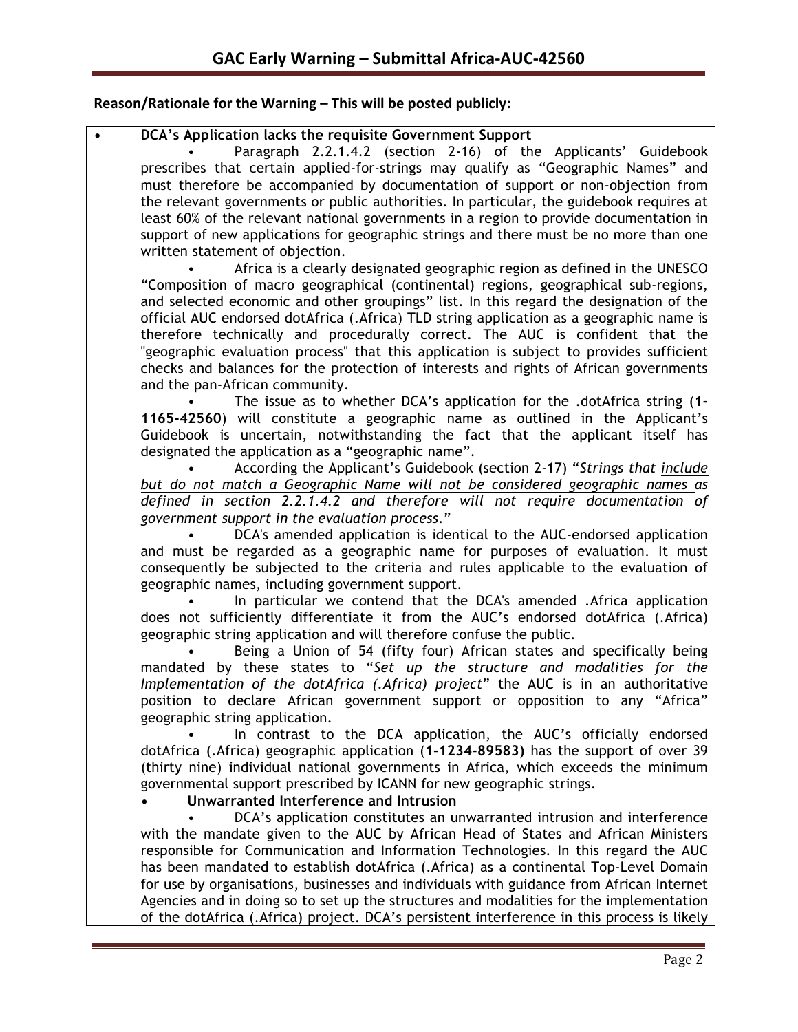**Reason/Rationale for the Warning – This will be posted publicly:**

- **DCA's Application lacks the requisite Government Support**
  - Paragraph 2.2.1.4.2 (section 2-16) of the Applicants' Guidebook prescribes that certain applied-for-strings may qualify as "Geographic Names" and must therefore be accompanied by documentation of support or non-objection from the relevant governments or public authorities. In particular, the guidebook requires at least 60% of the relevant national governments in a region to provide documentation in support of new applications for geographic strings and there must be no more than one written statement of objection.
  - Africa is a clearly designated geographic region as defined in the UNESCO "Composition of macro geographical (continental) regions, geographical sub-regions, and selected economic and other groupings" list. In this regard the designation of the official AUC endorsed dotAfrica (.Africa) TLD string application as a geographic name is therefore technically and procedurally correct. The AUC is confident that the "geographic evaluation process" that this application is subject to provides sufficient checks and balances for the protection of interests and rights of African governments and the pan-African community.
  - The issue as to whether DCA's application for the .dotAfrica string (**1-1165-42560**) will constitute a geographic name as outlined in the Applicant's Guidebook is uncertain, notwithstanding the fact that the applicant itself has designated the application as a "geographic name".
  - According the Applicant's Guidebook (section 2-17) "*Strings that include but do not match a Geographic Name will not be considered geographic names as defined in section 2.2.1.4.2 and therefore will not require documentation of government support in the evaluation process.*"
  - DCA's amended application is identical to the AUC-endorsed application and must be regarded as a geographic name for purposes of evaluation. It must consequently be subjected to the criteria and rules applicable to the evaluation of geographic names, including government support.
  - In particular we contend that the DCA's amended .Africa application does not sufficiently differentiate it from the AUC's endorsed dotAfrica (.Africa) geographic string application and will therefore confuse the public.
  - Being a Union of 54 (fifty four) African states and specifically being mandated by these states to "*Set up the structure and modalities for the Implementation of the dotAfrica (.Africa) project*" the AUC is in an authoritative position to declare African government support or opposition to any "Africa" geographic string application.
  - In contrast to the DCA application, the AUC's officially endorsed dotAfrica (.Africa) geographic application (**1-1234-89583)** has the support of over 39 (thirty nine) individual national governments in Africa, which exceeds the minimum governmental support prescribed by ICANN for new geographic strings.
- **Unwarranted Interference and Intrusion**
  - DCA's application constitutes an unwarranted intrusion and interference with the mandate given to the AUC by African Head of States and African Ministers responsible for Communication and Information Technologies. In this regard the AUC has been mandated to establish dotAfrica (.Africa) as a continental Top-Level Domain for use by organisations, businesses and individuals with guidance from African Internet Agencies and in doing so to set up the structures and modalities for the implementation of the dotAfrica (.Africa) project. DCA's persistent interference in this process is likely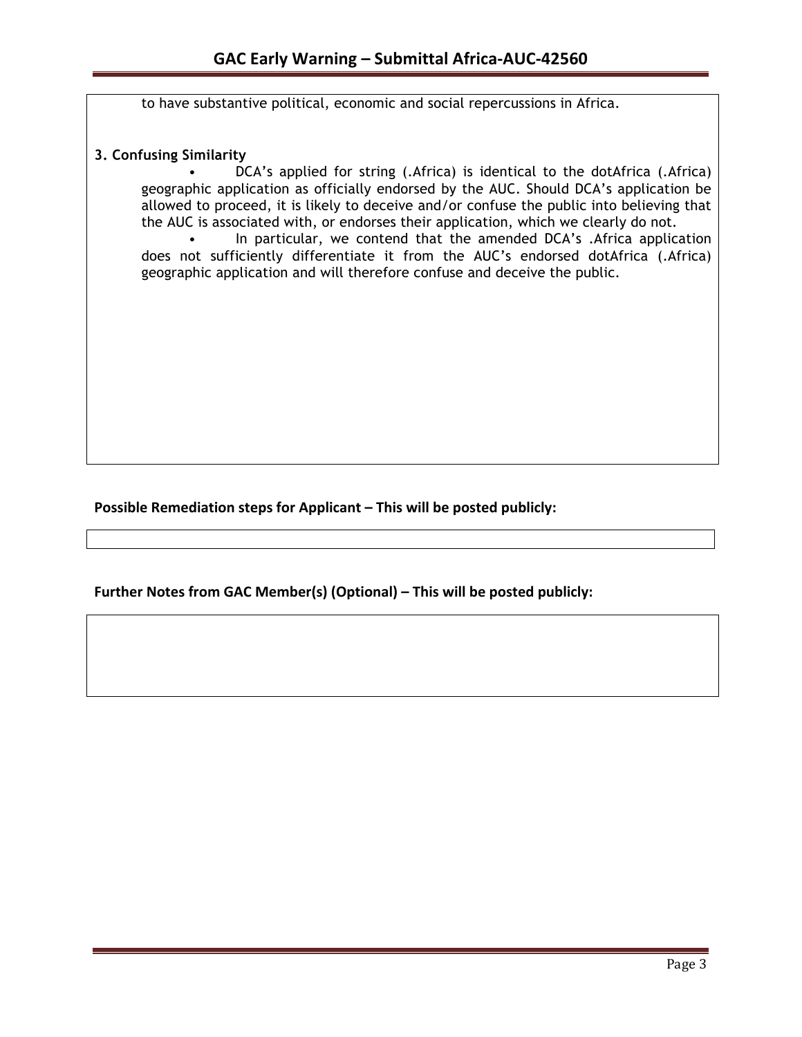to have substantive political, economic and social repercussions in Africa.

**3. Confusing Similarity**

- DCA's applied for string (.Africa) is identical to the dotAfrica (.Africa) geographic application as officially endorsed by the AUC. Should DCA's application be allowed to proceed, it is likely to deceive and/or confuse the public into believing that the AUC is associated with, or endorses their application, which we clearly do not.
- In particular, we contend that the amended DCA's .Africa application does not sufficiently differentiate it from the AUC's endorsed dotAfrica (.Africa) geographic application and will therefore confuse and deceive the public.

**Possible Remediation steps for Applicant – This will be posted publicly:**

**Further Notes from GAC Member(s) (Optional) – This will be posted publicly:**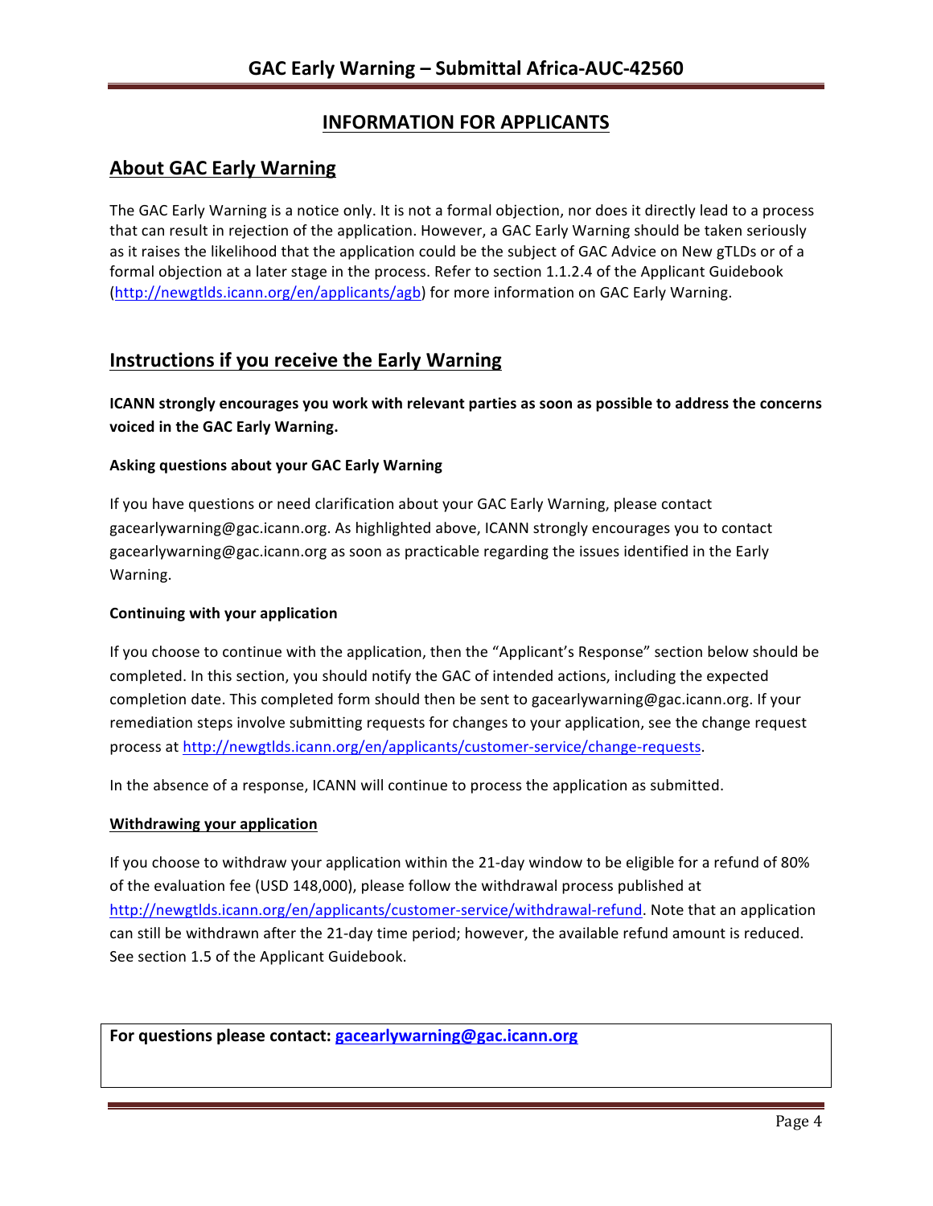# INFORMATION FOR APPLICANTS

## About GAC Early Warning

The GAC Early Warning is a notice only. It is not a formal objection, nor does it directly lead to a process that can result in rejection of the application. However, a GAC Early Warning should be taken seriously as it raises the likelihood that the application could be the subject of GAC Advice on New gTLDs or of a formal objection at a later stage in the process. Refer to section 1.1.2.4 of the Applicant Guidebook (http://newgtlds.icann.org/en/applicants/agb) for more information on GAC Early Warning.

## Instructions if you receive the Early Warning

**ICANN strongly encourages you work with relevant parties as soon as possible to address the concerns voiced in the GAC Early Warning.**

### Asking questions about your GAC Early Warning

If you have questions or need clarification about your GAC Early Warning, please contact gacearlywarning@gac.icann.org. As highlighted above, ICANN strongly encourages you to contact gacearlywarning@gac.icann.org as soon as practicable regarding the issues identified in the Early Warning.

### Continuing with your application

If you choose to continue with the application, then the "Applicant's Response" section below should be completed. In this section, you should notify the GAC of intended actions, including the expected completion date. This completed form should then be sent to gacearlywarning@gac.icann.org. If your remediation steps involve submitting requests for changes to your application, see the change request process at http://newgtlds.icann.org/en/applicants/customer-service/change-requests.

In the absence of a response, ICANN will continue to process the application as submitted.

### Withdrawing your application

If you choose to withdraw your application within the 21-day window to be eligible for a refund of 80% of the evaluation fee (USD 148,000), please follow the withdrawal process published at http://newgtlds.icann.org/en/applicants/customer-service/withdrawal-refund. Note that an application can still be withdrawn after the 21-day time period; however, the available refund amount is reduced. See section 1.5 of the Applicant Guidebook.

**For questions please contact: gacearlywarning@gac.icann.org**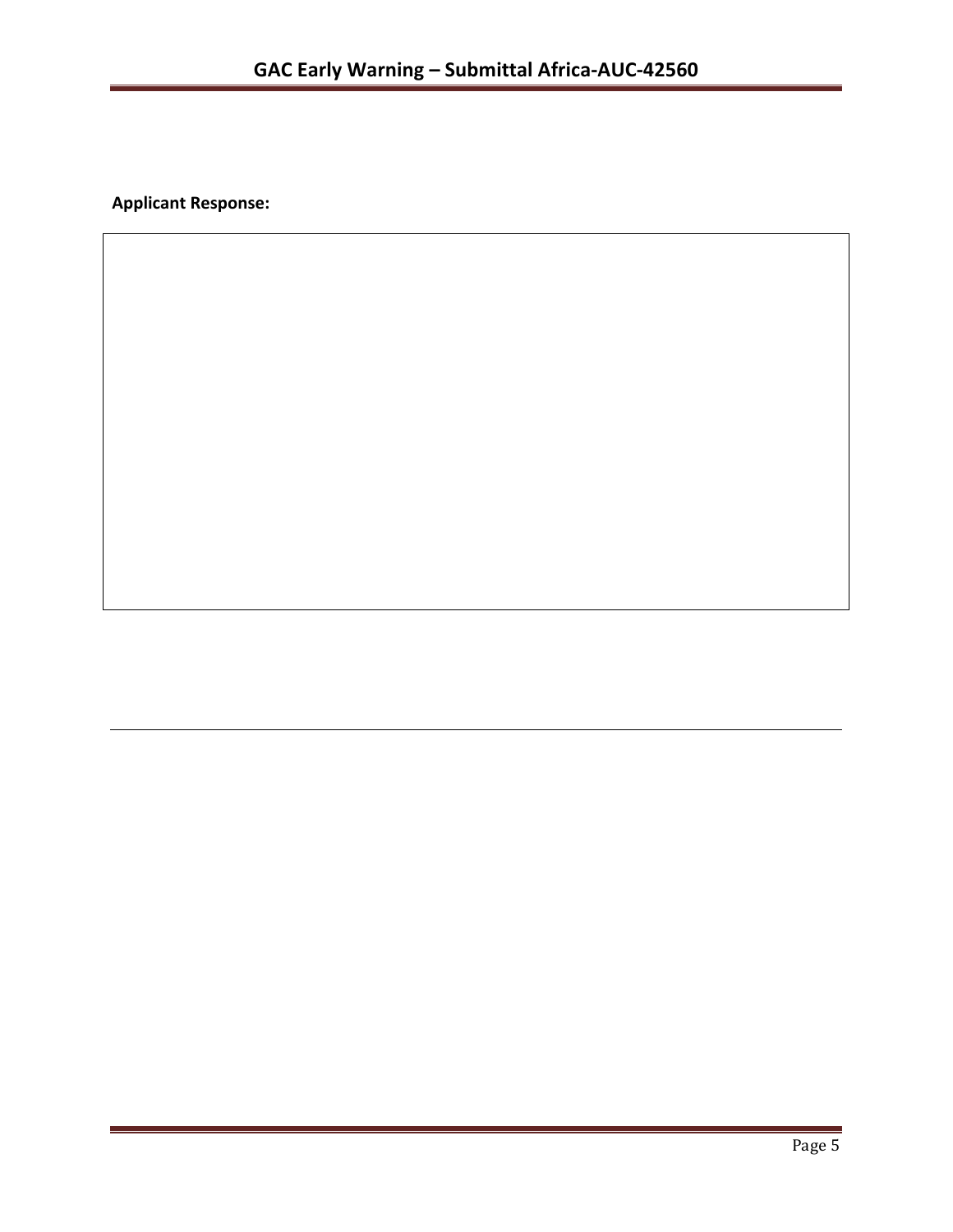**Applicant Response:**

---